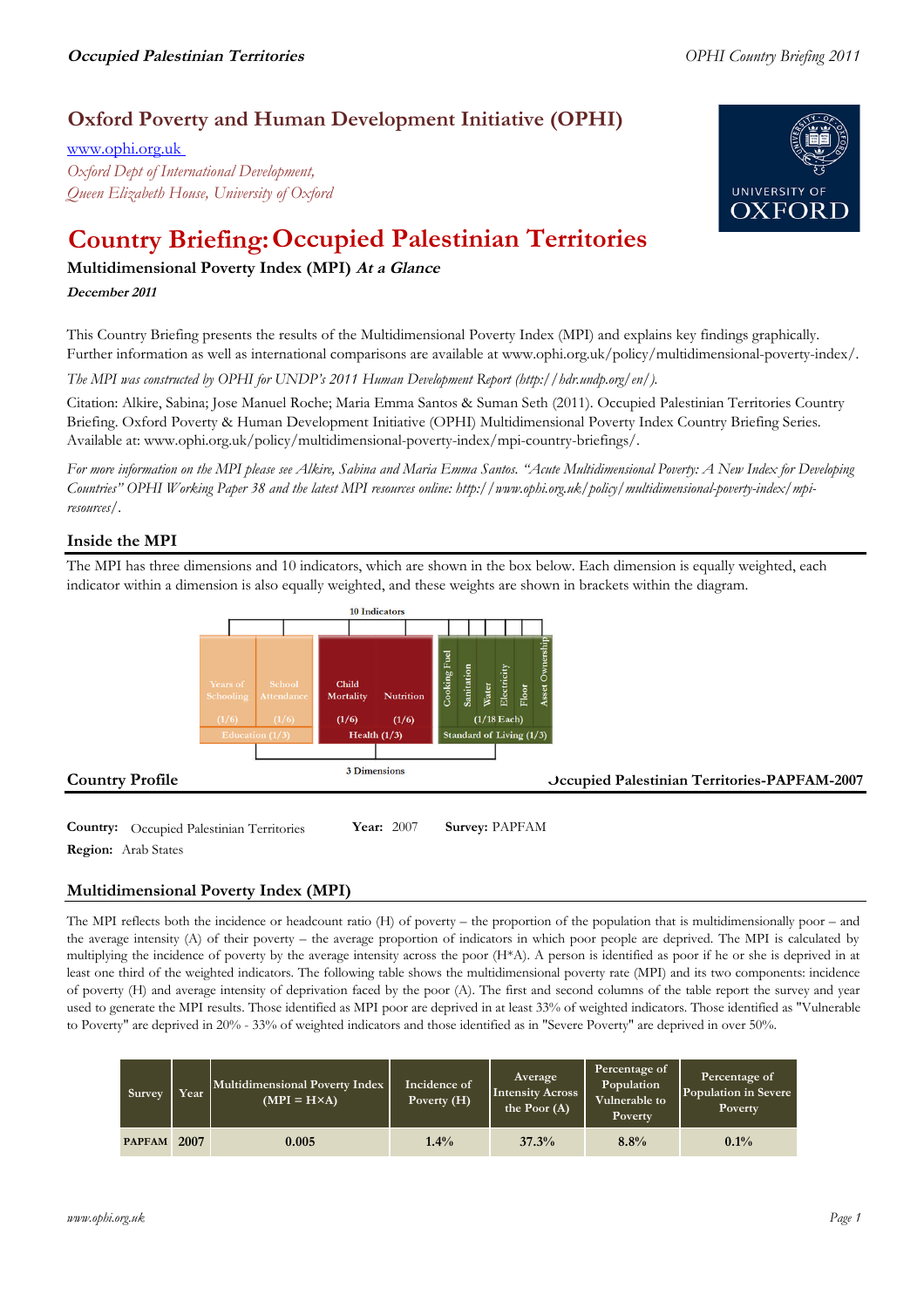# Oxford Poverty and Human Development Initiative (OPHI)

www.ophi.org.uk
*Oxford Dept of International Development,*
*Queen Elizabeth House, University of Oxford*

# Country Briefing: Occupied Palestinian Territories

## Multidimensional Poverty Index (MPI) *At a Glance*

***December 2011***

This Country Briefing presents the results of the Multidimensional Poverty Index (MPI) and explains key findings graphically. Further information as well as international comparisons are available at www.ophi.org.uk/policy/multidimensional-poverty-index/.

*The MPI was constructed by OPHI for UNDP's 2011 Human Development Report (http://hdr.undp.org/en/).*

Citation: Alkire, Sabina; Jose Manuel Roche; Maria Emma Santos & Suman Seth (2011). Occupied Palestinian Territories Country Briefing. Oxford Poverty & Human Development Initiative (OPHI) Multidimensional Poverty Index Country Briefing Series. Available at: www.ophi.org.uk/policy/multidimensional-poverty-index/mpi-country-briefings/.

*For more information on the MPI please see Alkire, Sabina and Maria Emma Santos. "Acute Multidimensional Poverty: A New Index for Developing Countries" OPHI Working Paper 38 and the latest MPI resources online: http://www.ophi.org.uk/policy/multidimensional-poverty-index/mpi-resources/.*

## Inside the MPI

The MPI has three dimensions and 10 indicators, which are shown in the box below. Each dimension is equally weighted, each indicator within a dimension is also equally weighted, and these weights are shown in brackets within the diagram.

10 Indicators

| Years of Schooling (1/6) | School Attendance (1/6) | Child Mortality (1/6) | Nutrition (1/6) | Cooking Fuel | Sanitation | Water | Electricity | Floor | Asset Ownership |
|---|---|---|---|---|---|---|---|---|---|
| Education (1/3) | | Health (1/3) | | Standard of Living (1/3) (1/18 Each) | | | | | |

3 Dimensions

## Country Profile

**Occupied Palestinian Territories-PAPFAM-2007**

**Country:** Occupied Palestinian Territories **Year:** 2007 **Survey:** PAPFAM
**Region:** Arab States

## Multidimensional Poverty Index (MPI)

The MPI reflects both the incidence or headcount ratio (H) of poverty – the proportion of the population that is multidimensionally poor – and the average intensity (A) of their poverty – the average proportion of indicators in which poor people are deprived. The MPI is calculated by multiplying the incidence of poverty by the average intensity across the poor (H*A). A person is identified as poor if he or she is deprived in at least one third of the weighted indicators. The following table shows the multidimensional poverty rate (MPI) and its two components: incidence of poverty (H) and average intensity of deprivation faced by the poor (A). The first and second columns of the table report the survey and year used to generate the MPI results. Those identified as MPI poor are deprived in at least 33% of weighted indicators. Those identified as "Vulnerable to Poverty" are deprived in 20% - 33% of weighted indicators and those identified as in "Severe Poverty" are deprived in over 50%.

| Survey | Year | Multidimensional Poverty Index (MPI = H×A) | Incidence of Poverty (H) | Average Intensity Across the Poor (A) | Percentage of Population Vulnerable to Poverty | Percentage of Population in Severe Poverty |
|---|---|---|---|---|---|---|
| PAPFAM | 2007 | 0.005 | 1.4% | 37.3% | 8.8% | 0.1% |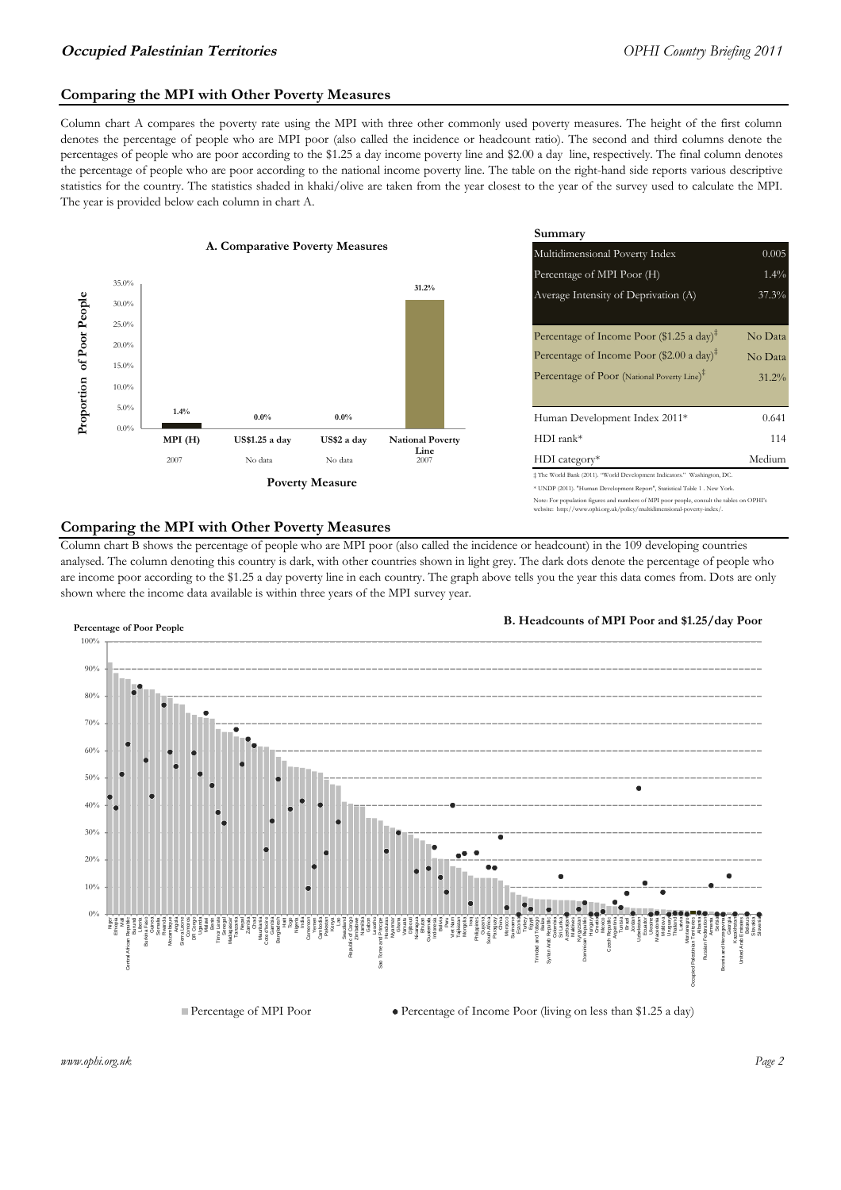## Comparing the MPI with Other Poverty Measures

Column chart A compares the poverty rate using the MPI with three other commonly used poverty measures. The height of the first column denotes the percentage of people who are MPI poor (also called the incidence or headcount ratio). The second and third columns denote the percentages of people who are poor according to the $1.25 a day income poverty line and $2.00 a day line, respectively. The final column denotes the percentage of people who are poor according to the national income poverty line. The table on the right-hand side reports various descriptive statistics for the country. The statistics shaded in khaki/olive are taken from the year closest to the year of the survey used to calculate the MPI. The year is provided below each column in chart A.

**A. Comparative Poverty Measures**

| Poverty Measure | MPI (H) | US$1.25 a day | US$2 a day | National Poverty Line |
|---|---|---|---|---|
| Proportion of Poor People | 1.4% | 0.0% | 0.0% | 31.2% |
| Year | 2007 | No data | No data | 2007 |

**Summary**

| | |
|---|---|
| Multidimensional Poverty Index | 0.005 |
| Percentage of MPI Poor (H) | 1.4% |
| Average Intensity of Deprivation (A) | 37.3% |
| Percentage of Income Poor ($1.25 a day)‡ | No Data |
| Percentage of Income Poor ($2.00 a day)‡ | No Data |
| Percentage of Poor (National Poverty Line)‡ | 31.2% |
| Human Development Index 2011* | 0.641 |
| HDI rank* | 114 |
| HDI category* | Medium |

‡ The World Bank (2011). "World Development Indicators." Washington, DC.

* UNDP (2011). "Human Development Report", Statistical Table 1 . New York.

Note: For population figures and numbers of MPI poor people, consult the tables on OPHI's website: http://www.ophi.org.uk/policy/multidimensional-poverty-index/.

## Comparing the MPI with Other Poverty Measures

Column chart B shows the percentage of people who are MPI poor (also called the incidence or headcount) in the 109 developing countries analysed. The column denoting this country is dark, with other countries shown in light grey. The dark dots denote the percentage of people who are income poor according to the $1.25 a day poverty line in each country. The graph above tells you the year this data comes from. Dots are only shown where the income data available is within three years of the MPI survey year.

**B. Headcounts of MPI Poor and $1.25/day Poor**

Percentage of Poor People

■ Percentage of MPI Poor   ● Percentage of Income Poor (living on less than $1.25 a day)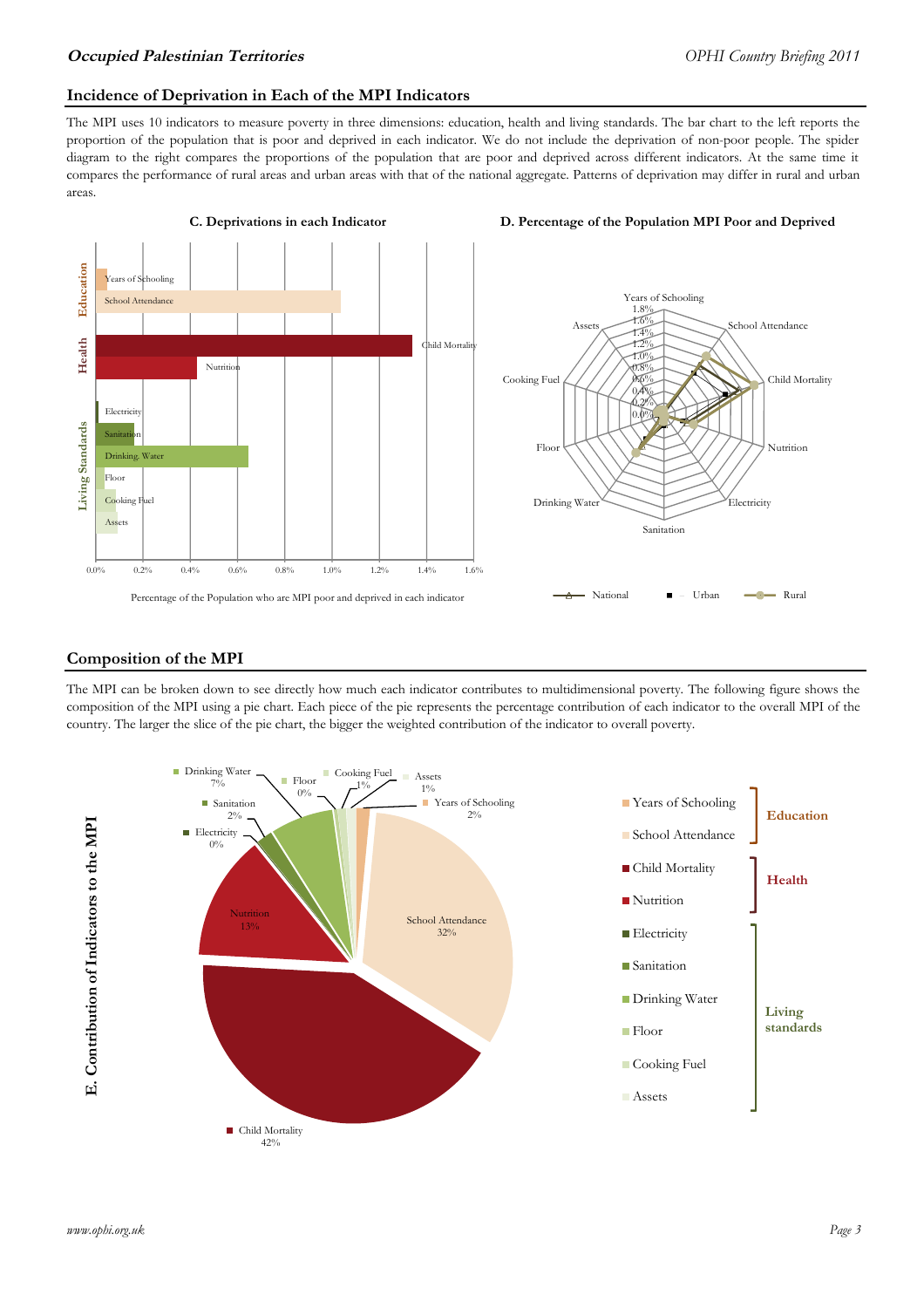## Incidence of Deprivation in Each of the MPI Indicators

The MPI uses 10 indicators to measure poverty in three dimensions: education, health and living standards. The bar chart to the left reports the proportion of the population that is poor and deprived in each indicator. We do not include the deprivation of non-poor people. The spider diagram to the right compares the proportions of the population that are poor and deprived across different indicators. At the same time it compares the performance of rural areas and urban areas with that of the national aggregate. Patterns of deprivation may differ in rural and urban areas.

**C. Deprivations in each Indicator**

Percentage of the Population who are MPI poor and deprived in each indicator

**D. Percentage of the Population MPI Poor and Deprived**

National — Urban — Rural

## Composition of the MPI

The MPI can be broken down to see directly how much each indicator contributes to multidimensional poverty. The following figure shows the composition of the MPI using a pie chart. Each piece of the pie represents the percentage contribution of each indicator to the overall MPI of the country. The larger the slice of the pie chart, the bigger the weighted contribution of the indicator to overall poverty.

**E. Contribution of Indicators to the MPI**

| Dimension | Indicator | Contribution |
|---|---|---|
| Education | Years of Schooling | 2% |
| Education | School Attendance | 32% |
| Health | Child Mortality | 42% |
| Health | Nutrition | 13% |
| Living standards | Electricity | 0% |
| Living standards | Sanitation | 2% |
| Living standards | Drinking Water | 7% |
| Living standards | Floor | 0% |
| Living standards | Cooking Fuel | 1% |
| Living standards | Assets | 1% |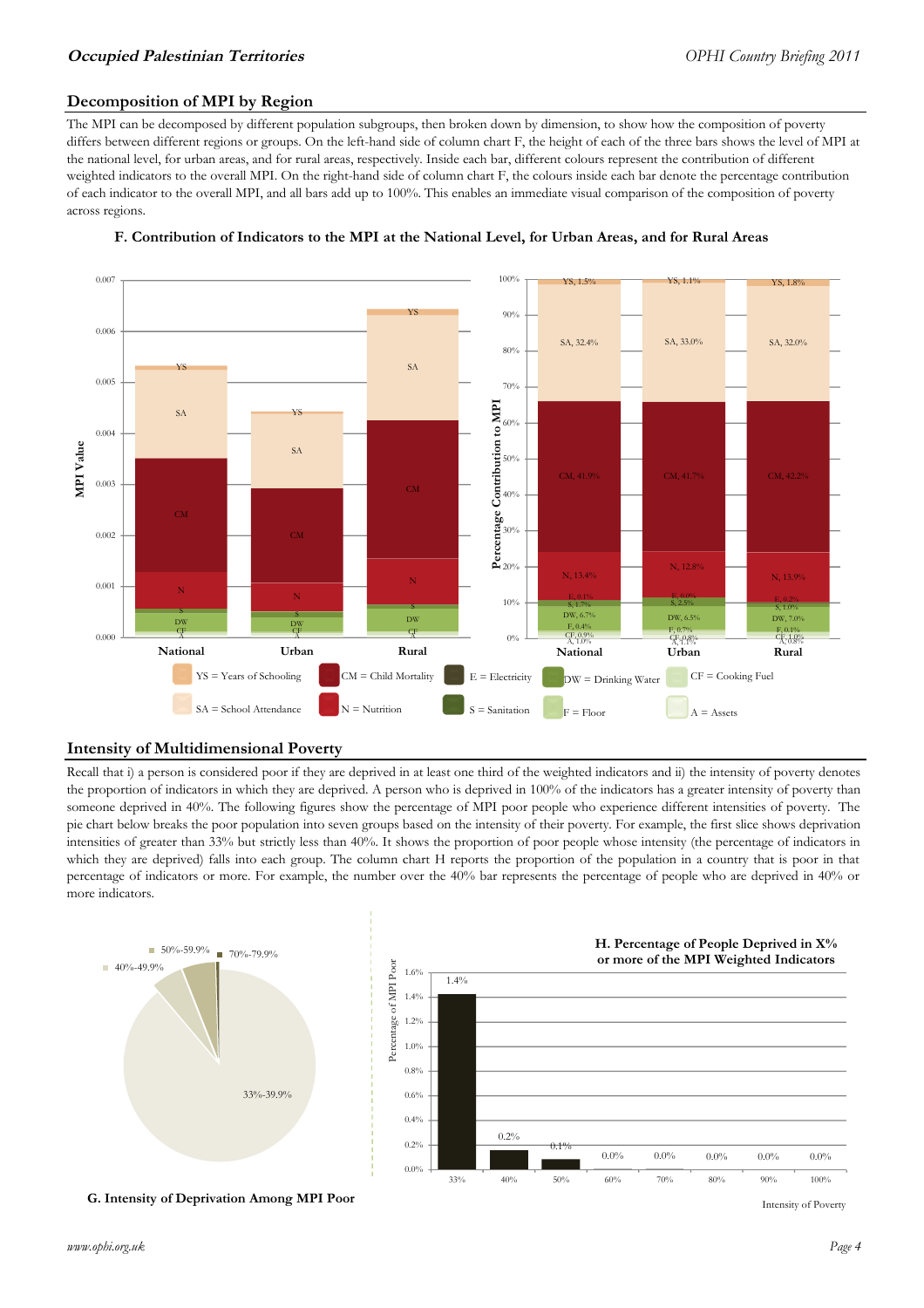## Decomposition of MPI by Region

The MPI can be decomposed by different population subgroups, then broken down by dimension, to show how the composition of poverty differs between different regions or groups. On the left-hand side of column chart F, the height of each of the three bars shows the level of MPI at the national level, for urban areas, and for rural areas, respectively. Inside each bar, different colours represent the contribution of different weighted indicators to the overall MPI. On the right-hand side of column chart F, the colours inside each bar denote the percentage contribution of each indicator to the overall MPI, and all bars add up to 100%. This enables an immediate visual comparison of the composition of poverty across regions.

**F. Contribution of Indicators to the MPI at the National Level, for Urban Areas, and for Rural Areas**

MPI Value
0.007
0.006
0.005
0.004
0.003
0.002
0.001
0.000
National
Urban
Rural

Percentage Contribution to MPI
100%
90%
80%
70%
60%
50%
40%
30%
20%
10%
0%

National: YS, 1.5%; SA, 32.4%; CM, 41.9%; N, 13.4%; E, 0.1%; S, 1.7%; DW, 6.7%; F, 0.4%; CF, 0.9%; A, 1.0%
Urban: YS, 1.1%; SA, 33.0%; CM, 41.7%; N, 12.8%; E, 0.0%; S, 2.5%; DW, 6.5%; F, 0.7%; CF, 0.8%; A, 1.1%
Rural: YS, 1.8%; SA, 32.0%; CM, 42.2%; N, 13.9%; E, 0.2%; S, 1.0%; DW, 7.0%; F, 0.1%; CF, 1.0%; A, 0.8%

YS = Years of Schooling
CM = Child Mortality
E = Electricity
DW = Drinking Water
CF = Cooking Fuel
SA = School Attendance
N = Nutrition
S = Sanitation
F = Floor
A = Assets

## Intensity of Multidimensional Poverty

Recall that i) a person is considered poor if they are deprived in at least one third of the weighted indicators and ii) the intensity of poverty denotes the proportion of indicators in which they are deprived. A person who is deprived in 100% of the indicators has a greater intensity of poverty than someone deprived in 40%. The following figures show the percentage of MPI poor people who experience different intensities of poverty. The pie chart below breaks the poor population into seven groups based on the intensity of their poverty. For example, the first slice shows deprivation intensities of greater than 33% but strictly less than 40%. It shows the proportion of poor people whose intensity (the percentage of indicators in which they are deprived) falls into each group. The column chart H reports the proportion of the population in a country that is poor in that percentage of indicators or more. For example, the number over the 40% bar represents the percentage of people who are deprived in 40% or more indicators.

50%-59.9%
70%-79.9%
40%-49.9%
33%-39.9%

**G. Intensity of Deprivation Among MPI Poor**

**H. Percentage of People Deprived in X% or more of the MPI Weighted Indicators**

Percentage of MPI Poor
1.6%
1.4%
1.2%
1.0%
0.8%
0.6%
0.4%
0.2%
0.0%

33%: 1.4%
40%: 0.2%
50%: 0.1%
60%: 0.0%
70%: 0.0%
80%: 0.0%
90%: 0.0%
100%: 0.0%

Intensity of Poverty